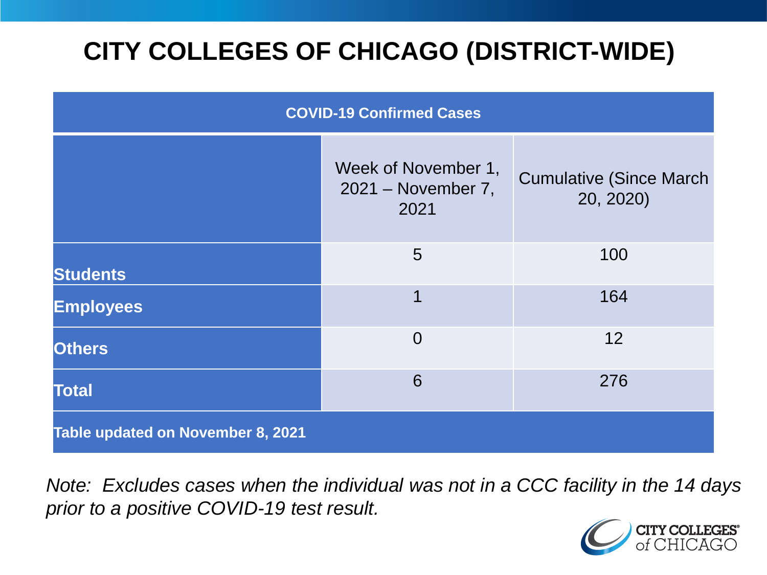# CITY COLLEGES OF CHICAGO (DISTRICT-WIDE)

| COVID-19 Confirmed Cases | | |
|---|---|---|
| | Week of November 1, 2021 – November 7, 2021 | Cumulative (Since March 20, 2020) |
| **Students** | 5 | 100 |
| **Employees** | 1 | 164 |
| **Others** | 0 | 12 |
| **Total** | 6 | 276 |
| **Table updated on November 8, 2021** | | |

*Note: Excludes cases when the individual was not in a CCC facility in the 14 days prior to a positive COVID-19 test result.*

CITY COLLEGES of CHICAGO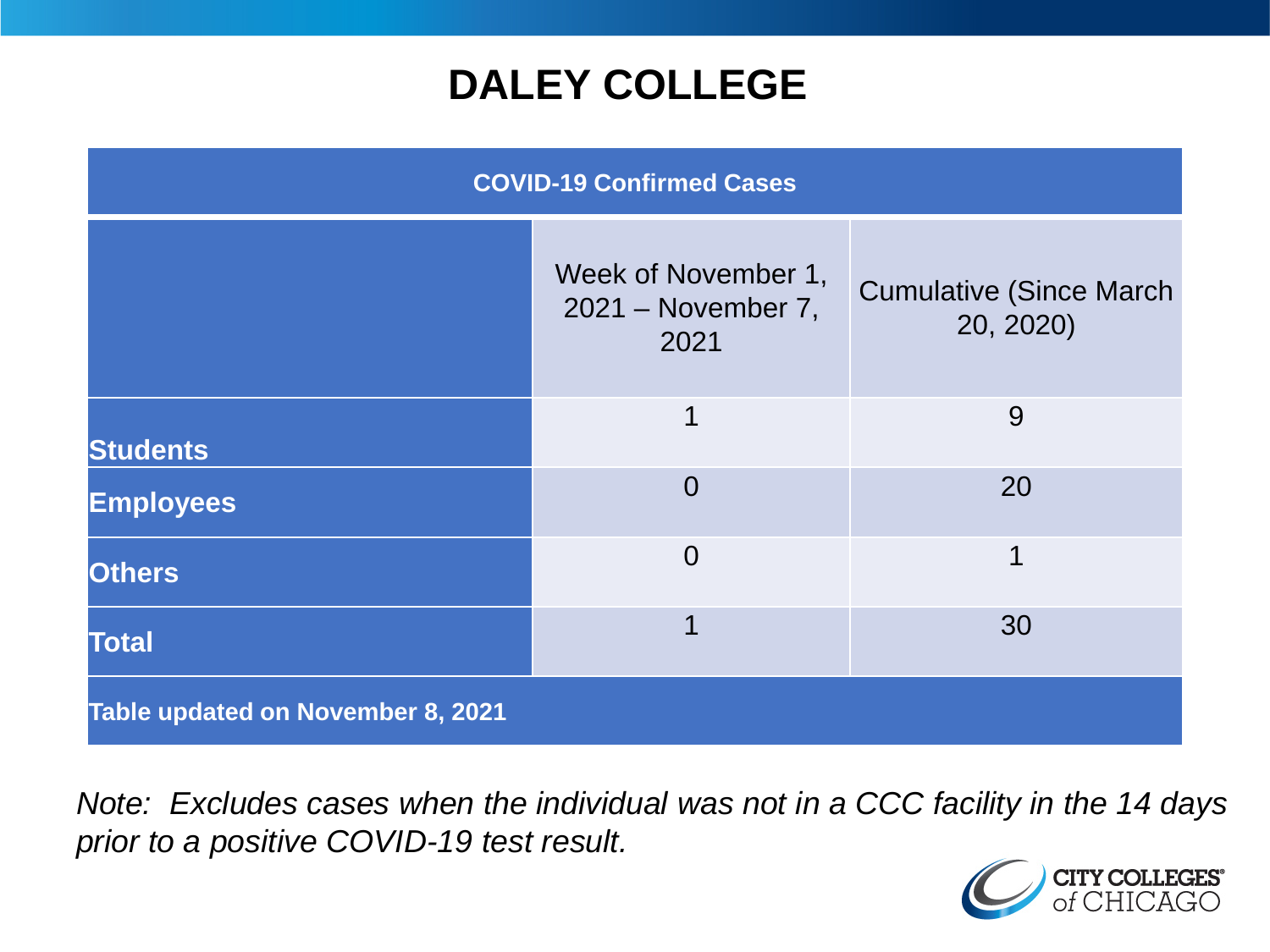# DALEY COLLEGE

| COVID-19 Confirmed Cases | | |
|---|---|---|
| | Week of November 1, 2021 – November 7, 2021 | Cumulative (Since March 20, 2020) |
| **Students** | 1 | 9 |
| **Employees** | 0 | 20 |
| **Others** | 0 | 1 |
| **Total** | 1 | 30 |
| **Table updated on November 8, 2021** | | |

*Note: Excludes cases when the individual was not in a CCC facility in the 14 days prior to a positive COVID-19 test result.*

CITY COLLEGES of CHICAGO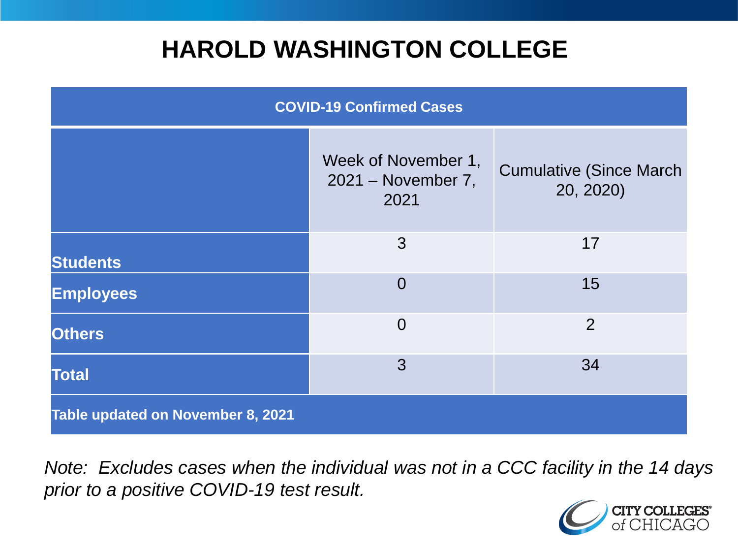# HAROLD WASHINGTON COLLEGE

| COVID-19 Confirmed Cases | | |
|---|---|---|
| | Week of November 1, 2021 – November 7, 2021 | Cumulative (Since March 20, 2020) |
| **Students** | 3 | 17 |
| **Employees** | 0 | 15 |
| **Others** | 0 | 2 |
| **Total** | 3 | 34 |
| **Table updated on November 8, 2021** | | |

*Note: Excludes cases when the individual was not in a CCC facility in the 14 days prior to a positive COVID-19 test result.*

CITY COLLEGES of CHICAGO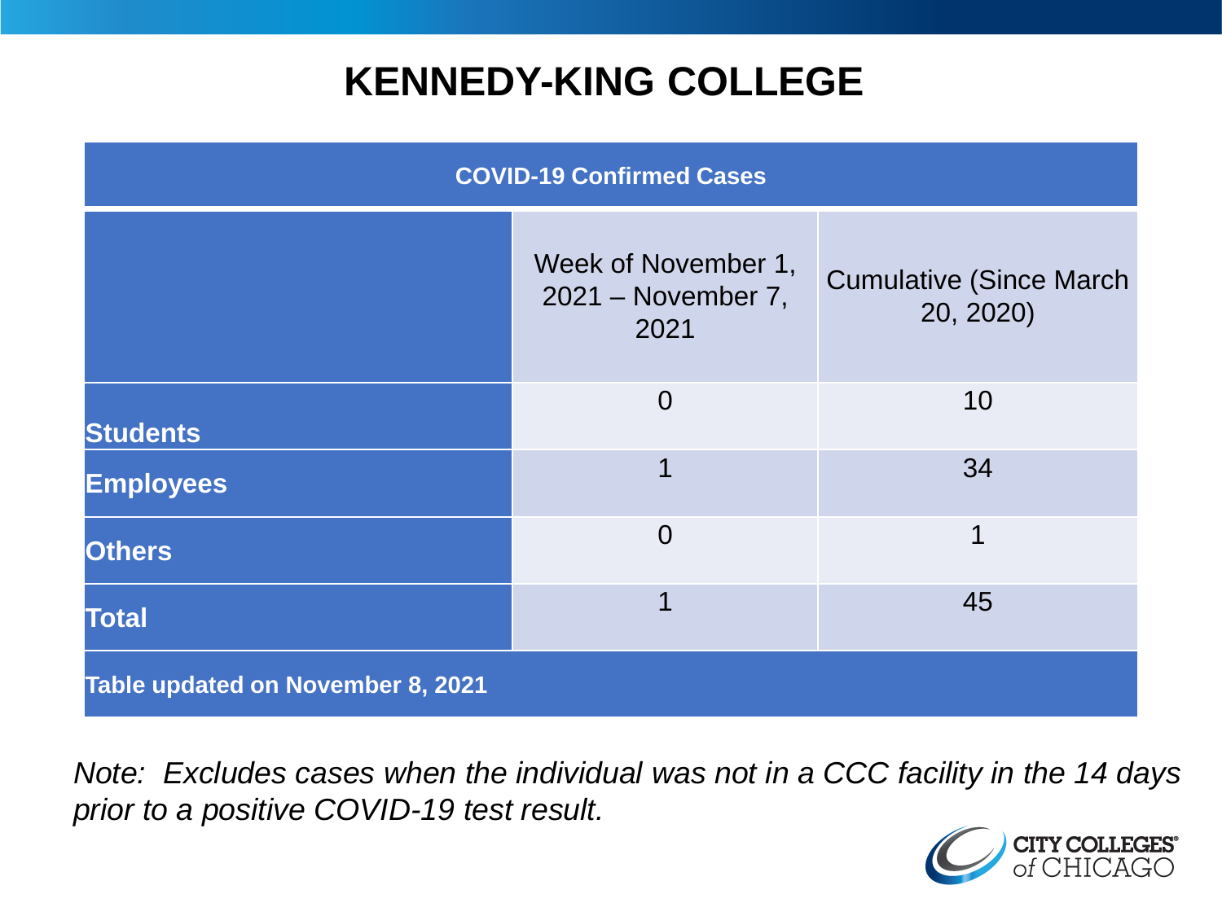# KENNEDY-KING COLLEGE

| COVID-19 Confirmed Cases | | |
|---|---|---|
| | Week of November 1, 2021 – November 7, 2021 | Cumulative (Since March 20, 2020) |
| **Students** | 0 | 10 |
| **Employees** | 1 | 34 |
| **Others** | 0 | 1 |
| **Total** | 1 | 45 |
| **Table updated on November 8, 2021** | | |

*Note: Excludes cases when the individual was not in a CCC facility in the 14 days prior to a positive COVID-19 test result.*

CITY COLLEGES of CHICAGO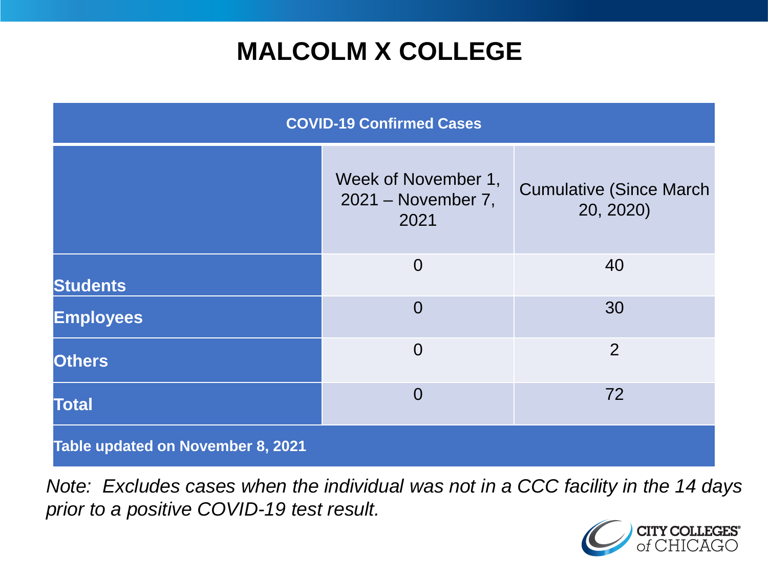# MALCOLM X COLLEGE

| COVID-19 Confirmed Cases | | |
|---|---|---|
| | Week of November 1, 2021 – November 7, 2021 | Cumulative (Since March 20, 2020) |
| **Students** | 0 | 40 |
| **Employees** | 0 | 30 |
| **Others** | 0 | 2 |
| **Total** | 0 | 72 |
| **Table updated on November 8, 2021** | | |

*Note: Excludes cases when the individual was not in a CCC facility in the 14 days prior to a positive COVID-19 test result.*

CITY COLLEGES of CHICAGO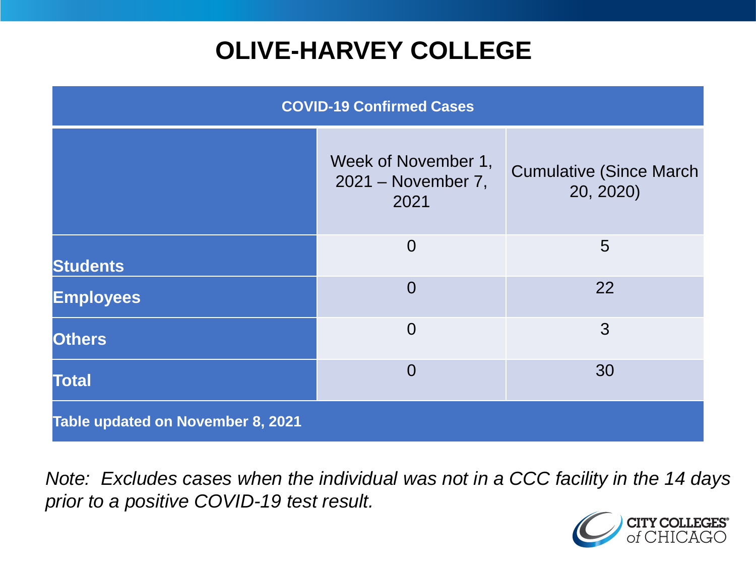# OLIVE-HARVEY COLLEGE

| COVID-19 Confirmed Cases | | |
|---|---|---|
| | Week of November 1, 2021 – November 7, 2021 | Cumulative (Since March 20, 2020) |
| **Students** | 0 | 5 |
| **Employees** | 0 | 22 |
| **Others** | 0 | 3 |
| **Total** | 0 | 30 |
| **Table updated on November 8, 2021** | | |

*Note: Excludes cases when the individual was not in a CCC facility in the 14 days prior to a positive COVID-19 test result.*

CITY COLLEGES of CHICAGO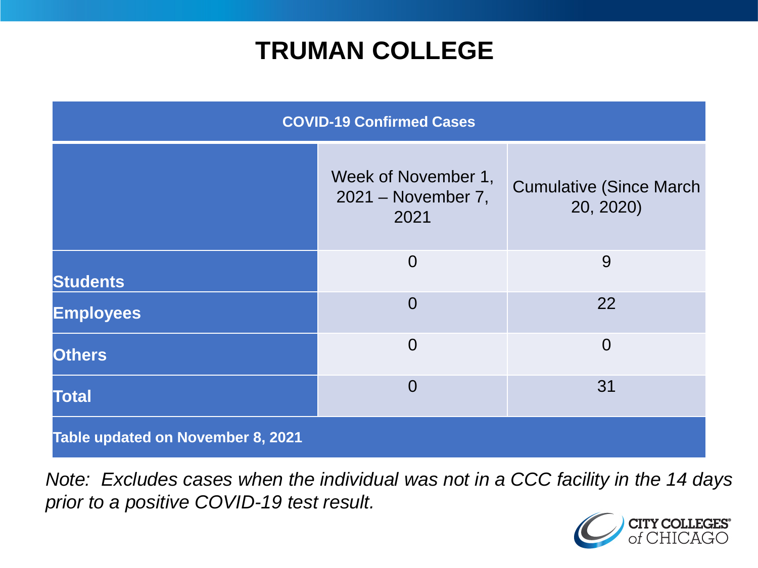# TRUMAN COLLEGE

| COVID-19 Confirmed Cases | | |
|---|---|---|
| | Week of November 1, 2021 – November 7, 2021 | Cumulative (Since March 20, 2020) |
| **Students** | 0 | 9 |
| **Employees** | 0 | 22 |
| **Others** | 0 | 0 |
| **Total** | 0 | 31 |
| **Table updated on November 8, 2021** | | |

*Note: Excludes cases when the individual was not in a CCC facility in the 14 days prior to a positive COVID-19 test result.*

CITY COLLEGES of CHICAGO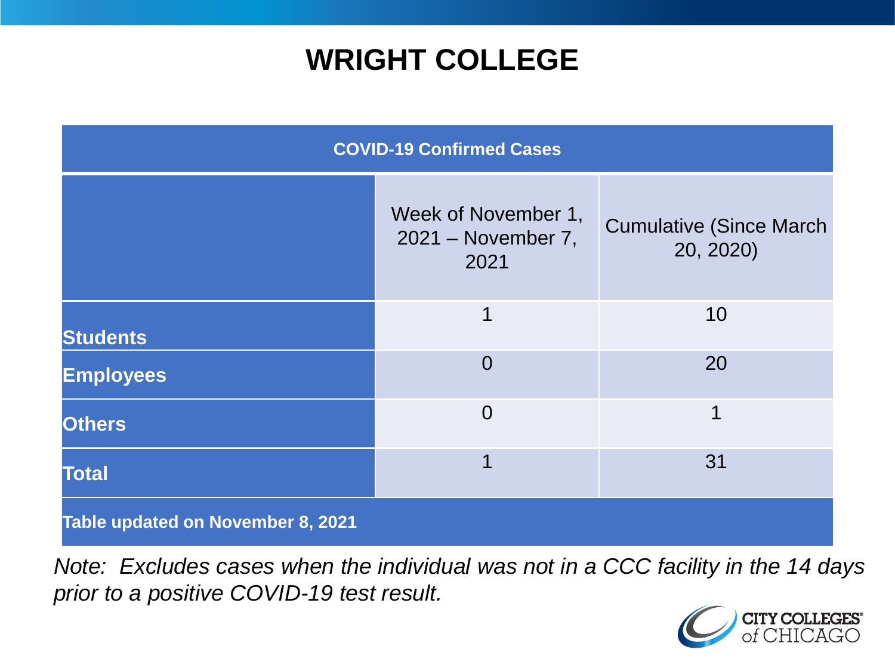# WRIGHT COLLEGE

| COVID-19 Confirmed Cases | | |
|---|---|---|
| | Week of November 1, 2021 – November 7, 2021 | Cumulative (Since March 20, 2020) |
| **Students** | 1 | 10 |
| **Employees** | 0 | 20 |
| **Others** | 0 | 1 |
| **Total** | 1 | 31 |
| **Table updated on November 8, 2021** | | |

*Note: Excludes cases when the individual was not in a CCC facility in the 14 days prior to a positive COVID-19 test result.*

CITY COLLEGES of CHICAGO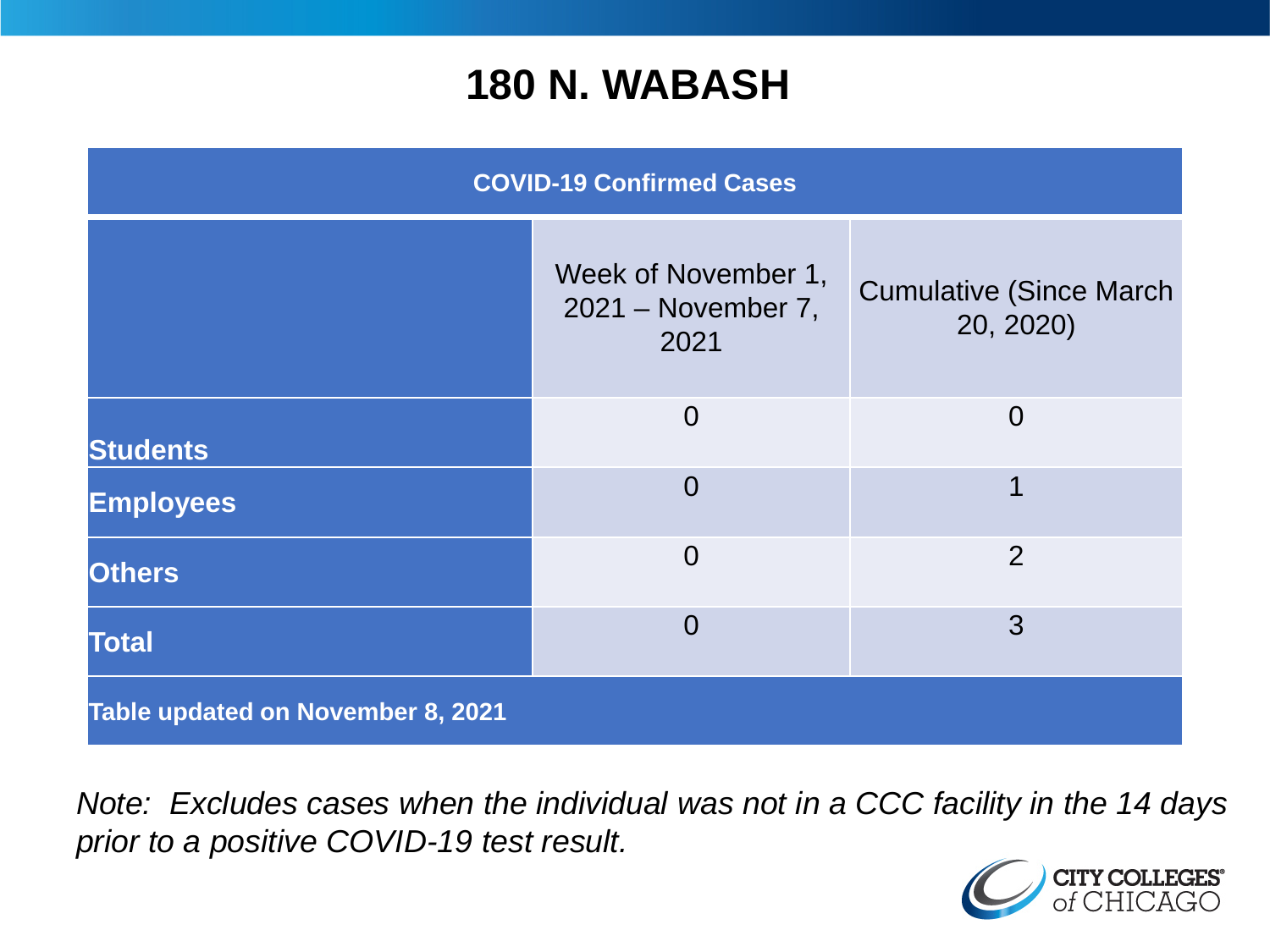# 180 N. WABASH

| COVID-19 Confirmed Cases | | |
|---|---|---|
| | Week of November 1, 2021 – November 7, 2021 | Cumulative (Since March 20, 2020) |
| **Students** | 0 | 0 |
| **Employees** | 0 | 1 |
| **Others** | 0 | 2 |
| **Total** | 0 | 3 |
| **Table updated on November 8, 2021** | | |

*Note: Excludes cases when the individual was not in a CCC facility in the 14 days prior to a positive COVID-19 test result.*

CITY COLLEGES of CHICAGO